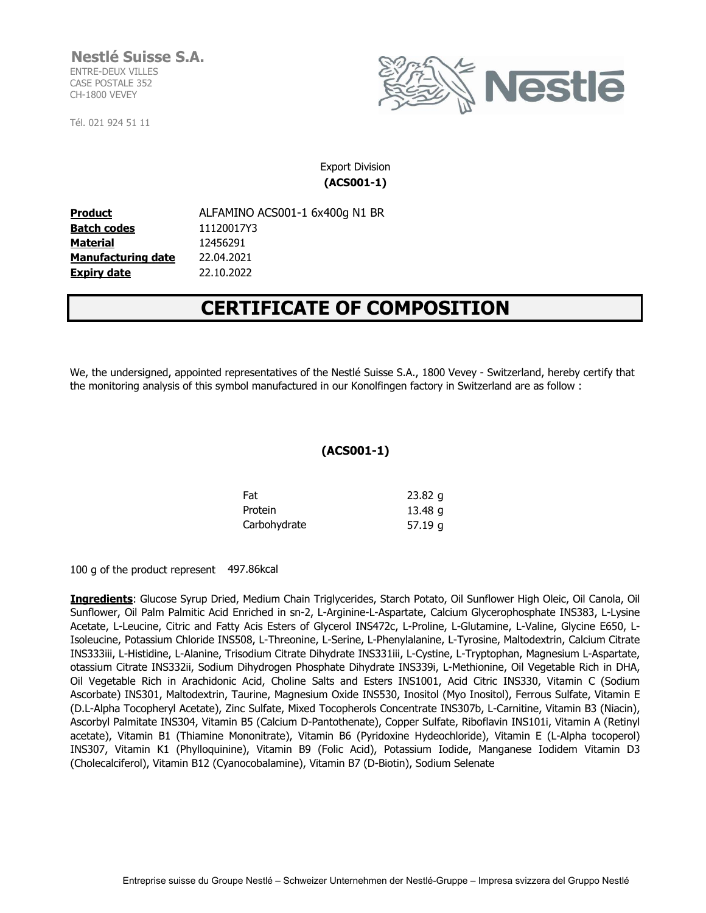**Nestlé Suisse S.A.**
ENTRE-DEUX VILLES
CASE POSTALE 352
CH-1800 VEVEY

Tél. 021 924 51 11

Export Division
**(ACS001-1)**

| | |
|---|---|
| **Product** | ALFAMINO ACS001-1 6x400g N1 BR |
| **Batch codes** | 11120017Y3 |
| **Material** | 12456291 |
| **Manufacturing date** | 22.04.2021 |
| **Expiry date** | 22.10.2022 |

# CERTIFICATE OF COMPOSITION

We, the undersigned, appointed representatives of the Nestlé Suisse S.A., 1800 Vevey - Switzerland, hereby certify that the monitoring analysis of this symbol manufactured in our Konolfingen factory in Switzerland are as follow :

**(ACS001-1)**

| | |
|---|---|
| Fat | 23.82 g |
| Protein | 13.48 g |
| Carbohydrate | 57.19 g |

100 g of the product represent 497.86kcal

**Ingredients**: Glucose Syrup Dried, Medium Chain Triglycerides, Starch Potato, Oil Sunflower High Oleic, Oil Canola, Oil Sunflower, Oil Palm Palmitic Acid Enriched in sn-2, L-Arginine-L-Aspartate, Calcium Glycerophosphate INS383, L-Lysine Acetate, L-Leucine, Citric and Fatty Acis Esters of Glycerol INS472c, L-Proline, L-Glutamine, L-Valine, Glycine E650, L-Isoleucine, Potassium Chloride INS508, L-Threonine, L-Serine, L-Phenylalanine, L-Tyrosine, Maltodextrin, Calcium Citrate INS333iii, L-Histidine, L-Alanine, Trisodium Citrate Dihydrate INS331iii, L-Cystine, L-Tryptophan, Magnesium L-Aspartate, otassium Citrate INS332ii, Sodium Dihydrogen Phosphate Dihydrate INS339i, L-Methionine, Oil Vegetable Rich in DHA, Oil Vegetable Rich in Arachidonic Acid, Choline Salts and Esters INS1001, Acid Citric INS330, Vitamin C (Sodium Ascorbate) INS301, Maltodextrin, Taurine, Magnesium Oxide INS530, Inositol (Myo Inositol), Ferrous Sulfate, Vitamin E (D.L-Alpha Tocopheryl Acetate), Zinc Sulfate, Mixed Tocopherols Concentrate INS307b, L-Carnitine, Vitamin B3 (Niacin), Ascorbyl Palmitate INS304, Vitamin B5 (Calcium D-Pantothenate), Copper Sulfate, Riboflavin INS101i, Vitamin A (Retinyl acetate), Vitamin B1 (Thiamine Mononitrate), Vitamin B6 (Pyridoxine Hydeochloride), Vitamin E (L-Alpha tocoperol) INS307, Vitamin K1 (Phylloquinine), Vitamin B9 (Folic Acid), Potassium Iodide, Manganese Iodidem Vitamin D3 (Cholecalciferol), Vitamin B12 (Cyanocobalamine), Vitamin B7 (D-Biotin), Sodium Selenate

Entreprise suisse du Groupe Nestlé – Schweizer Unternehmen der Nestlé-Gruppe – Impresa svizzera del Gruppo Nestlé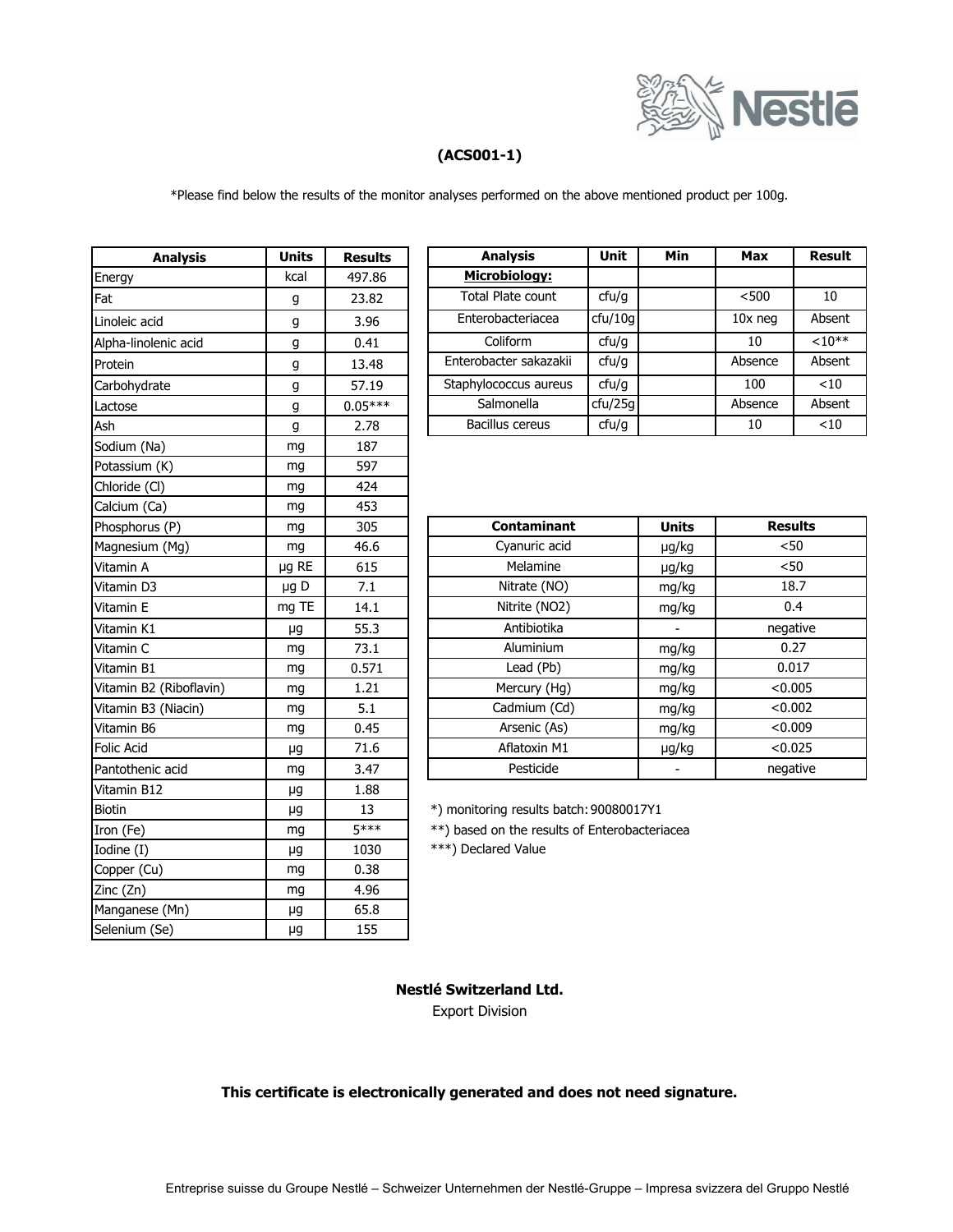**(ACS001-1)**

*Please find below the results of the monitor analyses performed on the above mentioned product per 100g.

| Analysis | Units | Results |
|---|---|---|
| Energy | kcal | 497.86 |
| Fat | g | 23.82 |
| Linoleic acid | g | 3.96 |
| Alpha-linolenic acid | g | 0.41 |
| Protein | g | 13.48 |
| Carbohydrate | g | 57.19 |
| Lactose | g | 0.05*** |
| Ash | g | 2.78 |
| Sodium (Na) | mg | 187 |
| Potassium (K) | mg | 597 |
| Chloride (Cl) | mg | 424 |
| Calcium (Ca) | mg | 453 |
| Phosphorus (P) | mg | 305 |
| Magnesium (Mg) | mg | 46.6 |
| Vitamin A | µg RE | 615 |
| Vitamin D3 | µg D | 7.1 |
| Vitamin E | mg TE | 14.1 |
| Vitamin K1 | µg | 55.3 |
| Vitamin C | mg | 73.1 |
| Vitamin B1 | mg | 0.571 |
| Vitamin B2 (Riboflavin) | mg | 1.21 |
| Vitamin B3 (Niacin) | mg | 5.1 |
| Vitamin B6 | mg | 0.45 |
| Folic Acid | µg | 71.6 |
| Pantothenic acid | mg | 3.47 |
| Vitamin B12 | µg | 1.88 |
| Biotin | µg | 13 |
| Iron (Fe) | mg | 5*** |
| Iodine (I) | µg | 1030 |
| Copper (Cu) | mg | 0.38 |
| Zinc (Zn) | mg | 4.96 |
| Manganese (Mn) | µg | 65.8 |
| Selenium (Se) | µg | 155 |

| Analysis | Unit | Min | Max | Result |
|---|---|---|---|---|
| **Microbiology:** | | | | |
| Total Plate count | cfu/g | | <500 | 10 |
| Enterobacteriacea | cfu/10g | | 10x neg | Absent |
| Coliform | cfu/g | | 10 | <10** |
| Enterobacter sakazakii | cfu/g | | Absence | Absent |
| Staphylococcus aureus | cfu/g | | 100 | <10 |
| Salmonella | cfu/25g | | Absence | Absent |
| Bacillus cereus | cfu/g | | 10 | <10 |

| Contaminant | Units | Results |
|---|---|---|
| Cyanuric acid | µg/kg | <50 |
| Melamine | µg/kg | <50 |
| Nitrate (NO) | mg/kg | 18.7 |
| Nitrite (NO2) | mg/kg | 0.4 |
| Antibiotika | - | negative |
| Aluminium | mg/kg | 0.27 |
| Lead (Pb) | mg/kg | 0.017 |
| Mercury (Hg) | mg/kg | <0.005 |
| Cadmium (Cd) | mg/kg | <0.002 |
| Arsenic (As) | mg/kg | <0.009 |
| Aflatoxin M1 | µg/kg | <0.025 |
| Pesticide | - | negative |

*) monitoring results batch: 90080017Y1

**) based on the results of Enterobacteriacea

***) Declared Value

**Nestlé Switzerland Ltd.**
Export Division

**This certificate is electronically generated and does not need signature.**

Entreprise suisse du Groupe Nestlé – Schweizer Unternehmen der Nestlé-Gruppe – Impresa svizzera del Gruppo Nestlé